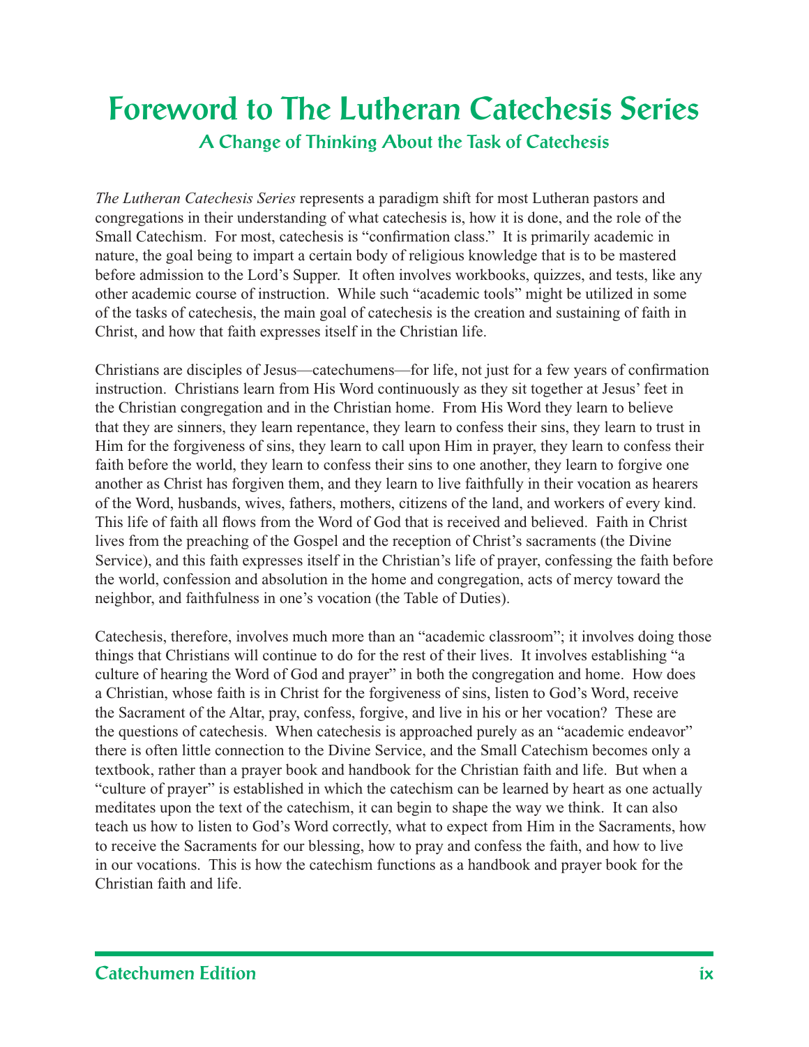# Foreword to The Lutheran Catechesis Series

## A Change of Thinking About the Task of Catechesis

*The Lutheran Catechesis Series* represents a paradigm shift for most Lutheran pastors and congregations in their understanding of what catechesis is, how it is done, and the role of the Small Catechism. For most, catechesis is "confirmation class." It is primarily academic in nature, the goal being to impart a certain body of religious knowledge that is to be mastered before admission to the Lord's Supper. It often involves workbooks, quizzes, and tests, like any other academic course of instruction. While such "academic tools" might be utilized in some of the tasks of catechesis, the main goal of catechesis is the creation and sustaining of faith in Christ, and how that faith expresses itself in the Christian life.

Christians are disciples of Jesus—catechumens—for life, not just for a few years of confirmation instruction. Christians learn from His Word continuously as they sit together at Jesus' feet in the Christian congregation and in the Christian home. From His Word they learn to believe that they are sinners, they learn repentance, they learn to confess their sins, they learn to trust in Him for the forgiveness of sins, they learn to call upon Him in prayer, they learn to confess their faith before the world, they learn to confess their sins to one another, they learn to forgive one another as Christ has forgiven them, and they learn to live faithfully in their vocation as hearers of the Word, husbands, wives, fathers, mothers, citizens of the land, and workers of every kind. This life of faith all flows from the Word of God that is received and believed. Faith in Christ lives from the preaching of the Gospel and the reception of Christ's sacraments (the Divine Service), and this faith expresses itself in the Christian's life of prayer, confessing the faith before the world, confession and absolution in the home and congregation, acts of mercy toward the neighbor, and faithfulness in one's vocation (the Table of Duties).

Catechesis, therefore, involves much more than an "academic classroom"; it involves doing those things that Christians will continue to do for the rest of their lives. It involves establishing "a culture of hearing the Word of God and prayer" in both the congregation and home. How does a Christian, whose faith is in Christ for the forgiveness of sins, listen to God's Word, receive the Sacrament of the Altar, pray, confess, forgive, and live in his or her vocation? These are the questions of catechesis. When catechesis is approached purely as an "academic endeavor" there is often little connection to the Divine Service, and the Small Catechism becomes only a textbook, rather than a prayer book and handbook for the Christian faith and life. But when a "culture of prayer" is established in which the catechism can be learned by heart as one actually meditates upon the text of the catechism, it can begin to shape the way we think. It can also teach us how to listen to God's Word correctly, what to expect from Him in the Sacraments, how to receive the Sacraments for our blessing, how to pray and confess the faith, and how to live in our vocations. This is how the catechism functions as a handbook and prayer book for the Christian faith and life.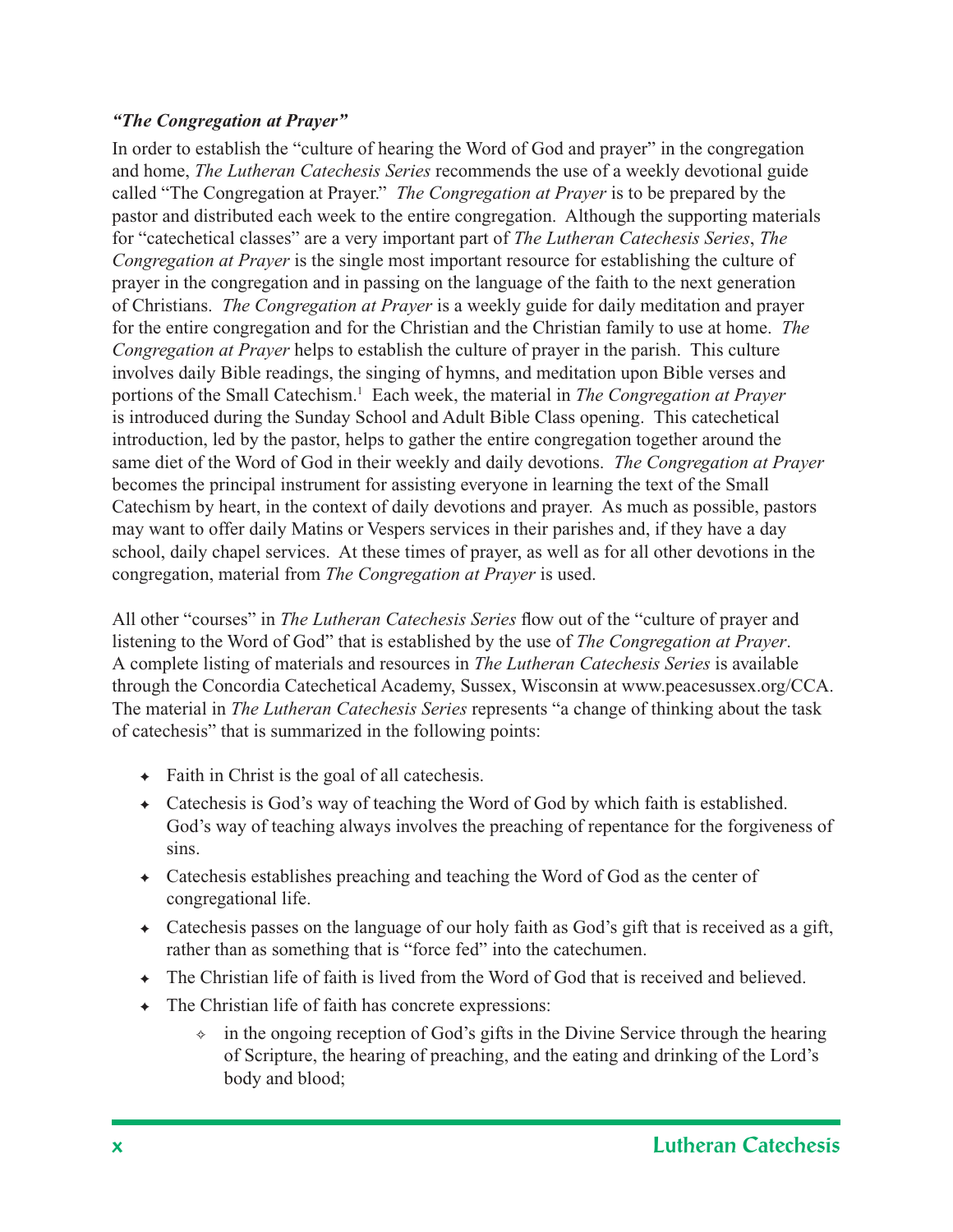***"The Congregation at Prayer"***

In order to establish the "culture of hearing the Word of God and prayer" in the congregation and home, *The Lutheran Catechesis Series* recommends the use of a weekly devotional guide called "The Congregation at Prayer." *The Congregation at Prayer* is to be prepared by the pastor and distributed each week to the entire congregation. Although the supporting materials for "catechetical classes" are a very important part of *The Lutheran Catechesis Series*, *The Congregation at Prayer* is the single most important resource for establishing the culture of prayer in the congregation and in passing on the language of the faith to the next generation of Christians. *The Congregation at Prayer* is a weekly guide for daily meditation and prayer for the entire congregation and for the Christian and the Christian family to use at home. *The Congregation at Prayer* helps to establish the culture of prayer in the parish. This culture involves daily Bible readings, the singing of hymns, and meditation upon Bible verses and portions of the Small Catechism.[1] Each week, the material in *The Congregation at Prayer* is introduced during the Sunday School and Adult Bible Class opening. This catechetical introduction, led by the pastor, helps to gather the entire congregation together around the same diet of the Word of God in their weekly and daily devotions. *The Congregation at Prayer* becomes the principal instrument for assisting everyone in learning the text of the Small Catechism by heart, in the context of daily devotions and prayer. As much as possible, pastors may want to offer daily Matins or Vespers services in their parishes and, if they have a day school, daily chapel services. At these times of prayer, as well as for all other devotions in the congregation, material from *The Congregation at Prayer* is used.

All other "courses" in *The Lutheran Catechesis Series* flow out of the "culture of prayer and listening to the Word of God" that is established by the use of *The Congregation at Prayer*. A complete listing of materials and resources in *The Lutheran Catechesis Series* is available through the Concordia Catechetical Academy, Sussex, Wisconsin at www.peacesussex.org/CCA. The material in *The Lutheran Catechesis Series* represents "a change of thinking about the task of catechesis" that is summarized in the following points:

- Faith in Christ is the goal of all catechesis.
- Catechesis is God's way of teaching the Word of God by which faith is established. God's way of teaching always involves the preaching of repentance for the forgiveness of sins.
- Catechesis establishes preaching and teaching the Word of God as the center of congregational life.
- Catechesis passes on the language of our holy faith as God's gift that is received as a gift, rather than as something that is "force fed" into the catechumen.
- The Christian life of faith is lived from the Word of God that is received and believed.
- The Christian life of faith has concrete expressions:
    - in the ongoing reception of God's gifts in the Divine Service through the hearing of Scripture, the hearing of preaching, and the eating and drinking of the Lord's body and blood;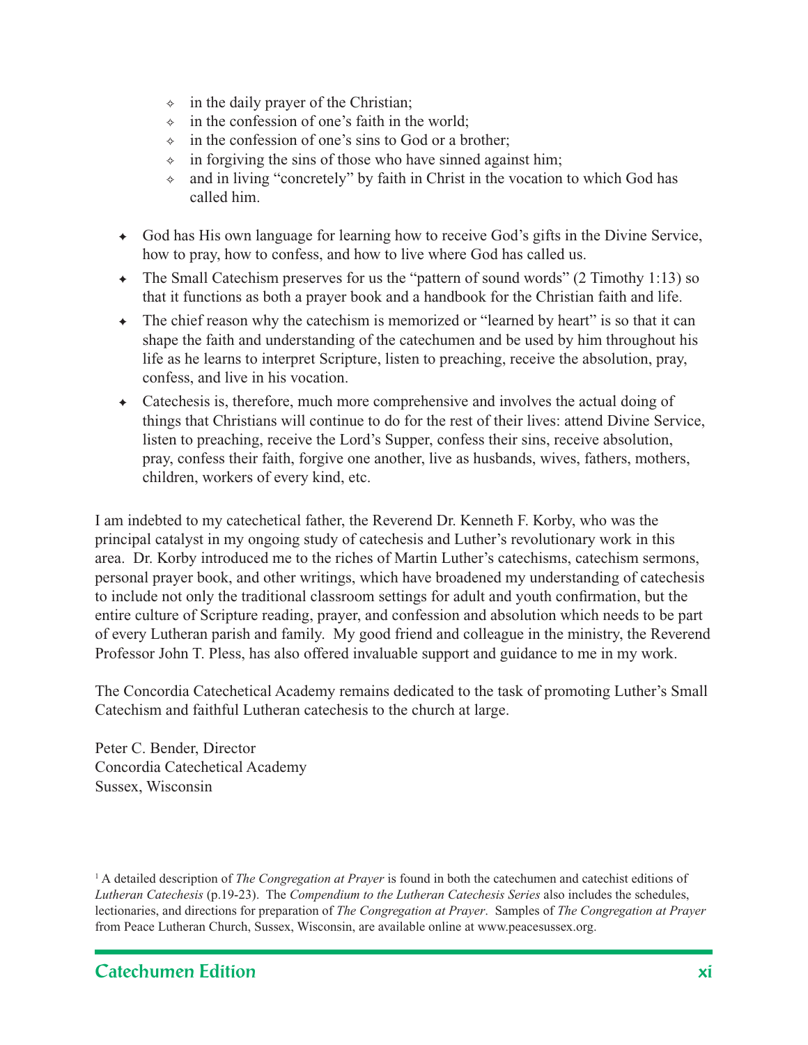- in the daily prayer of the Christian;
- in the confession of one's faith in the world;
- in the confession of one's sins to God or a brother;
- in forgiving the sins of those who have sinned against him;
- and in living "concretely" by faith in Christ in the vocation to which God has called him.

- God has His own language for learning how to receive God's gifts in the Divine Service, how to pray, how to confess, and how to live where God has called us.
- The Small Catechism preserves for us the "pattern of sound words" (2 Timothy 1:13) so that it functions as both a prayer book and a handbook for the Christian faith and life.
- The chief reason why the catechism is memorized or "learned by heart" is so that it can shape the faith and understanding of the catechumen and be used by him throughout his life as he learns to interpret Scripture, listen to preaching, receive the absolution, pray, confess, and live in his vocation.
- Catechesis is, therefore, much more comprehensive and involves the actual doing of things that Christians will continue to do for the rest of their lives: attend Divine Service, listen to preaching, receive the Lord's Supper, confess their sins, receive absolution, pray, confess their faith, forgive one another, live as husbands, wives, fathers, mothers, children, workers of every kind, etc.

I am indebted to my catechetical father, the Reverend Dr. Kenneth F. Korby, who was the principal catalyst in my ongoing study of catechesis and Luther's revolutionary work in this area. Dr. Korby introduced me to the riches of Martin Luther's catechisms, catechism sermons, personal prayer book, and other writings, which have broadened my understanding of catechesis to include not only the traditional classroom settings for adult and youth confirmation, but the entire culture of Scripture reading, prayer, and confession and absolution which needs to be part of every Lutheran parish and family. My good friend and colleague in the ministry, the Reverend Professor John T. Pless, has also offered invaluable support and guidance to me in my work.

The Concordia Catechetical Academy remains dedicated to the task of promoting Luther's Small Catechism and faithful Lutheran catechesis to the church at large.

Peter C. Bender, Director
Concordia Catechetical Academy
Sussex, Wisconsin

[1] A detailed description of *The Congregation at Prayer* is found in both the catechumen and catechist editions of *Lutheran Catechesis* (p.19-23). The *Compendium to the Lutheran Catechesis Series* also includes the schedules, lectionaries, and directions for preparation of *The Congregation at Prayer*. Samples of *The Congregation at Prayer* from Peace Lutheran Church, Sussex, Wisconsin, are available online at www.peacesussex.org.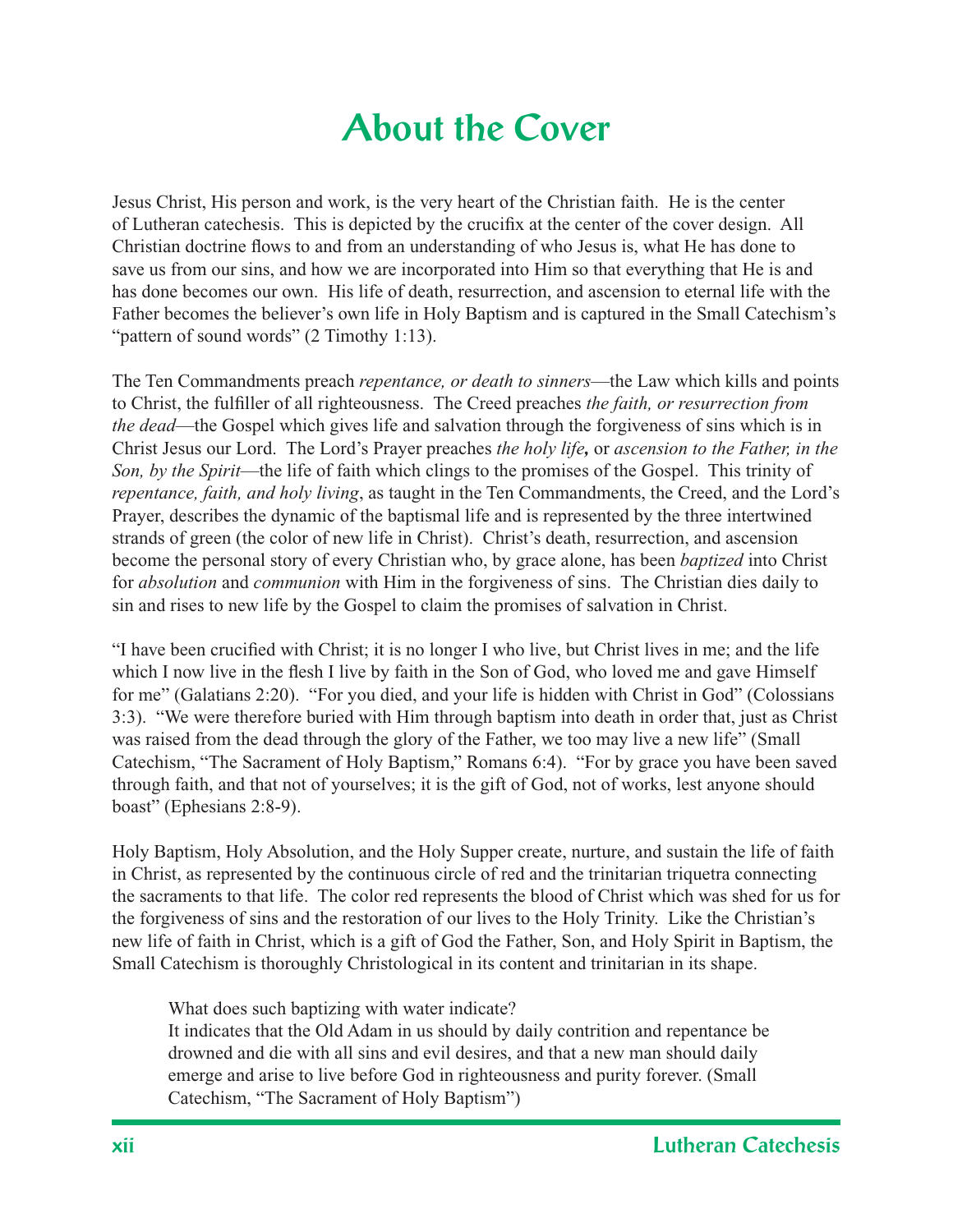# About the Cover

Jesus Christ, His person and work, is the very heart of the Christian faith. He is the center of Lutheran catechesis. This is depicted by the crucifix at the center of the cover design. All Christian doctrine flows to and from an understanding of who Jesus is, what He has done to save us from our sins, and how we are incorporated into Him so that everything that He is and has done becomes our own. His life of death, resurrection, and ascension to eternal life with the Father becomes the believer's own life in Holy Baptism and is captured in the Small Catechism's "pattern of sound words" (2 Timothy 1:13).

The Ten Commandments preach *repentance, or death to sinners*—the Law which kills and points to Christ, the fulfiller of all righteousness. The Creed preaches *the faith, or resurrection from the dead*—the Gospel which gives life and salvation through the forgiveness of sins which is in Christ Jesus our Lord. The Lord's Prayer preaches *the holy life,* or *ascension to the Father, in the Son, by the Spirit*—the life of faith which clings to the promises of the Gospel. This trinity of *repentance, faith, and holy living*, as taught in the Ten Commandments, the Creed, and the Lord's Prayer, describes the dynamic of the baptismal life and is represented by the three intertwined strands of green (the color of new life in Christ). Christ's death, resurrection, and ascension become the personal story of every Christian who, by grace alone, has been *baptized* into Christ for *absolution* and *communion* with Him in the forgiveness of sins. The Christian dies daily to sin and rises to new life by the Gospel to claim the promises of salvation in Christ.

"I have been crucified with Christ; it is no longer I who live, but Christ lives in me; and the life which I now live in the flesh I live by faith in the Son of God, who loved me and gave Himself for me" (Galatians 2:20). "For you died, and your life is hidden with Christ in God" (Colossians 3:3). "We were therefore buried with Him through baptism into death in order that, just as Christ was raised from the dead through the glory of the Father, we too may live a new life" (Small Catechism, "The Sacrament of Holy Baptism," Romans 6:4). "For by grace you have been saved through faith, and that not of yourselves; it is the gift of God, not of works, lest anyone should boast" (Ephesians 2:8-9).

Holy Baptism, Holy Absolution, and the Holy Supper create, nurture, and sustain the life of faith in Christ, as represented by the continuous circle of red and the trinitarian triquetra connecting the sacraments to that life. The color red represents the blood of Christ which was shed for us for the forgiveness of sins and the restoration of our lives to the Holy Trinity. Like the Christian's new life of faith in Christ, which is a gift of God the Father, Son, and Holy Spirit in Baptism, the Small Catechism is thoroughly Christological in its content and trinitarian in its shape.

> What does such baptizing with water indicate?
> It indicates that the Old Adam in us should by daily contrition and repentance be drowned and die with all sins and evil desires, and that a new man should daily emerge and arise to live before God in righteousness and purity forever. (Small Catechism, "The Sacrament of Holy Baptism")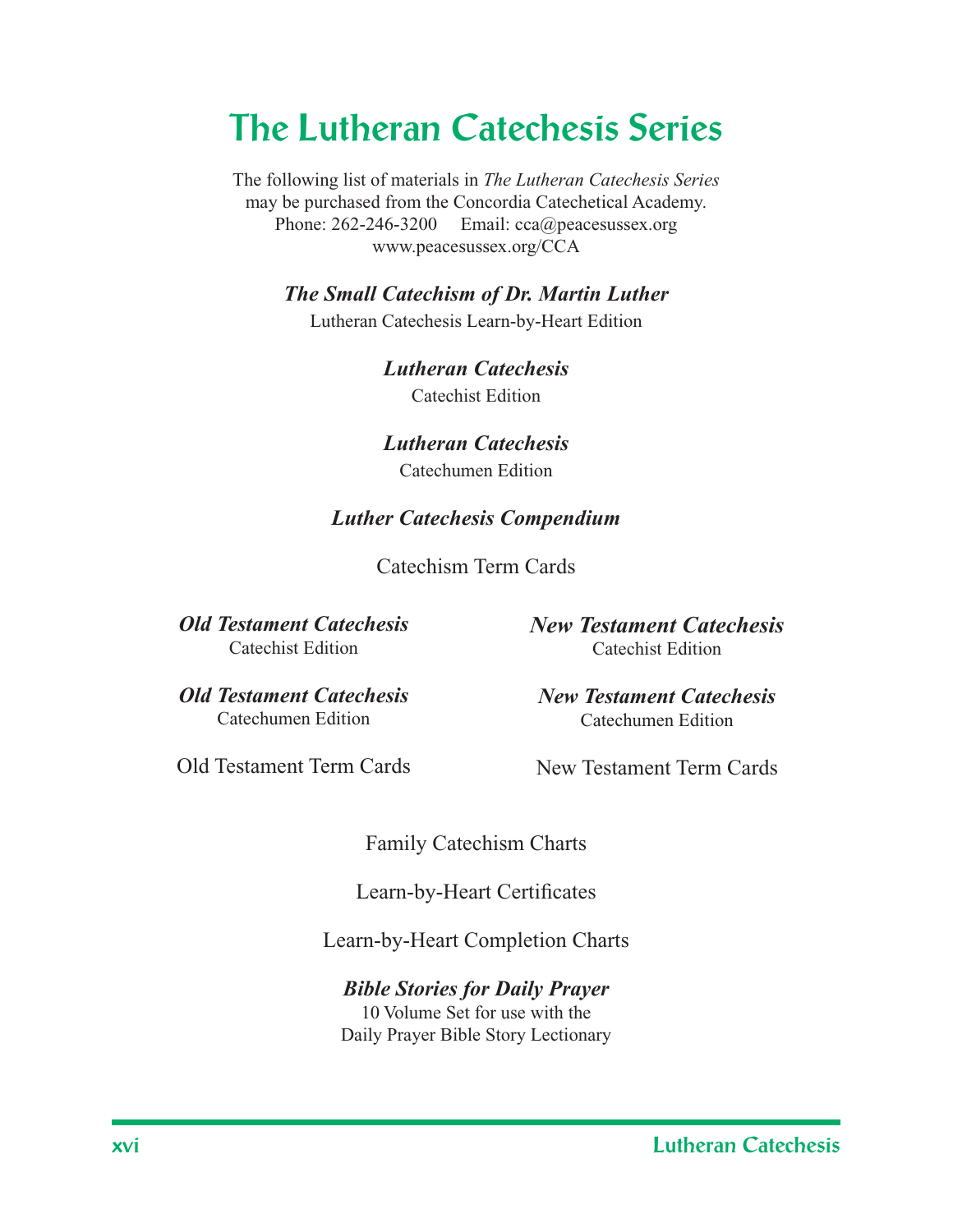# The Lutheran Catechesis Series

The following list of materials in *The Lutheran Catechesis Series* may be purchased from the Concordia Catechetical Academy.
Phone: 262-246-3200 Email: cca@peacesussex.org
www.peacesussex.org/CCA

***The Small Catechism of Dr. Martin Luther***
Lutheran Catechesis Learn-by-Heart Edition

***Lutheran Catechesis***
Catechist Edition

***Lutheran Catechesis***
Catechumen Edition

***Luther Catechesis Compendium***

Catechism Term Cards

***Old Testament Catechesis***
Catechist Edition

***Old Testament Catechesis***
Catechumen Edition

Old Testament Term Cards

***New Testament Catechesis***
Catechist Edition

***New Testament Catechesis***
Catechumen Edition

New Testament Term Cards

Family Catechism Charts

Learn-by-Heart Certificates

Learn-by-Heart Completion Charts

***Bible Stories for Daily Prayer***
10 Volume Set for use with the
Daily Prayer Bible Story Lectionary